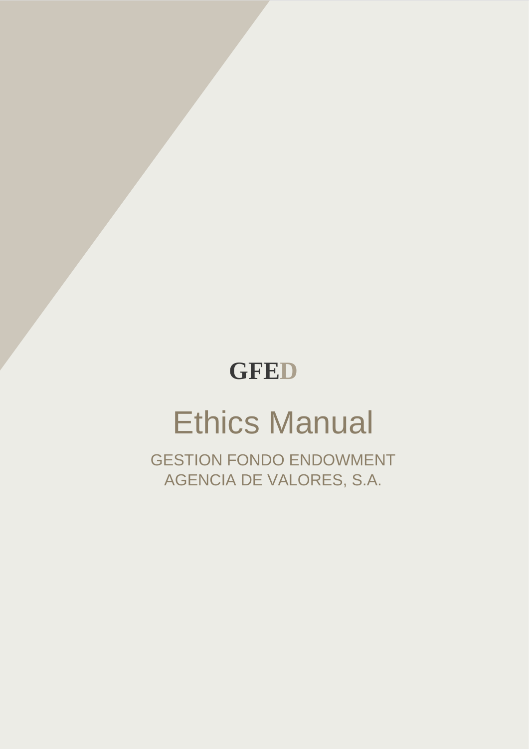**GFED**

# Ethics Manual

GESTION FONDO ENDOWMENT
AGENCIA DE VALORES, S.A.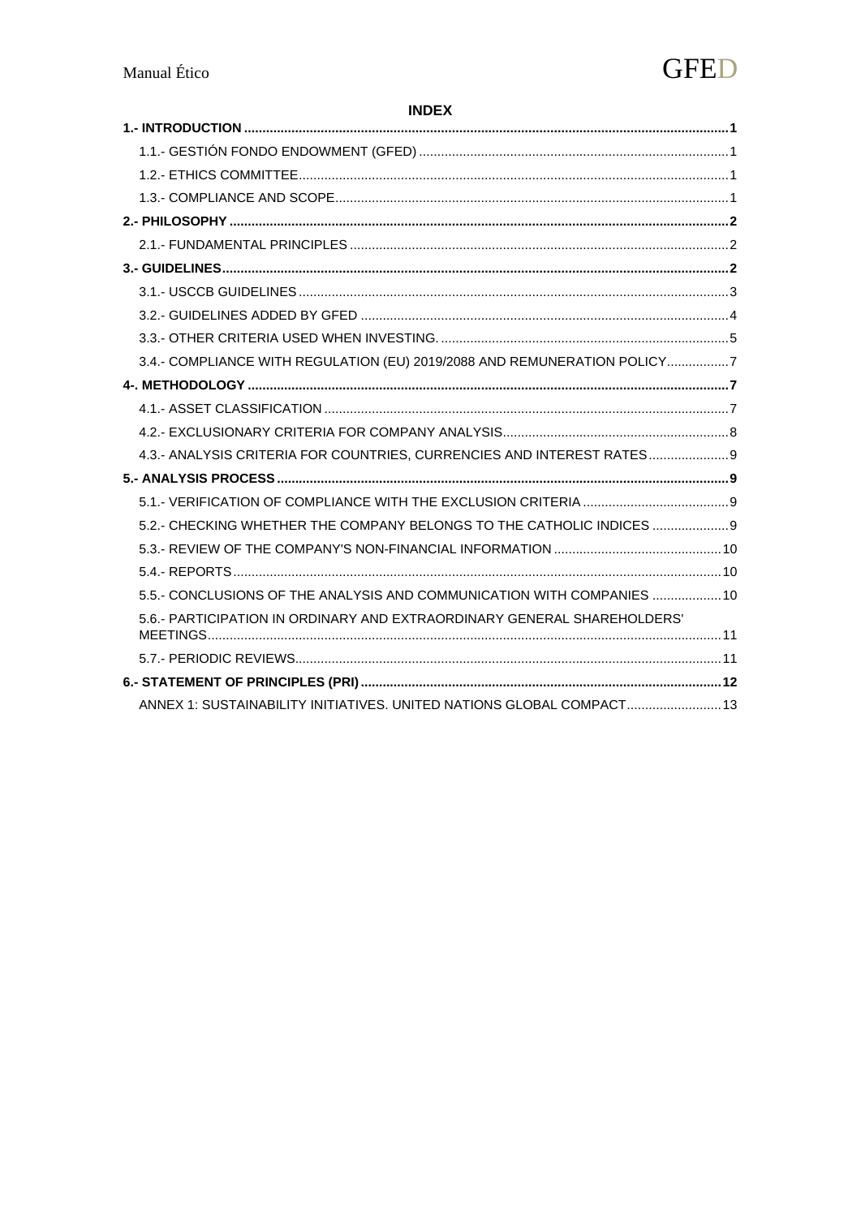**INDEX**

**1.- INTRODUCTION** ... **1**

1.1.- GESTIÓN FONDO ENDOWMENT (GFED) ... 1

1.2.- ETHICS COMMITTEE ... 1

1.3.- COMPLIANCE AND SCOPE ... 1

**2.- PHILOSOPHY** ... **2**

2.1.- FUNDAMENTAL PRINCIPLES ... 2

**3.- GUIDELINES** ... **2**

3.1.- USCCB GUIDELINES ... 3

3.2.- GUIDELINES ADDED BY GFED ... 4

3.3.- OTHER CRITERIA USED WHEN INVESTING. ... 5

3.4.- COMPLIANCE WITH REGULATION (EU) 2019/2088 AND REMUNERATION POLICY ... 7

**4-. METHODOLOGY** ... **7**

4.1.- ASSET CLASSIFICATION ... 7

4.2.- EXCLUSIONARY CRITERIA FOR COMPANY ANALYSIS ... 8

4.3.- ANALYSIS CRITERIA FOR COUNTRIES, CURRENCIES AND INTEREST RATES ... 9

**5.- ANALYSIS PROCESS** ... **9**

5.1.- VERIFICATION OF COMPLIANCE WITH THE EXCLUSION CRITERIA ... 9

5.2.- CHECKING WHETHER THE COMPANY BELONGS TO THE CATHOLIC INDICES ... 9

5.3.- REVIEW OF THE COMPANY'S NON-FINANCIAL INFORMATION ... 10

5.4.- REPORTS ... 10

5.5.- CONCLUSIONS OF THE ANALYSIS AND COMMUNICATION WITH COMPANIES ... 10

5.6.- PARTICIPATION IN ORDINARY AND EXTRAORDINARY GENERAL SHAREHOLDERS' MEETINGS ... 11

5.7.- PERIODIC REVIEWS ... 11

**6.- STATEMENT OF PRINCIPLES (PRI)** ... **12**

ANNEX 1: SUSTAINABILITY INITIATIVES. UNITED NATIONS GLOBAL COMPACT ... 13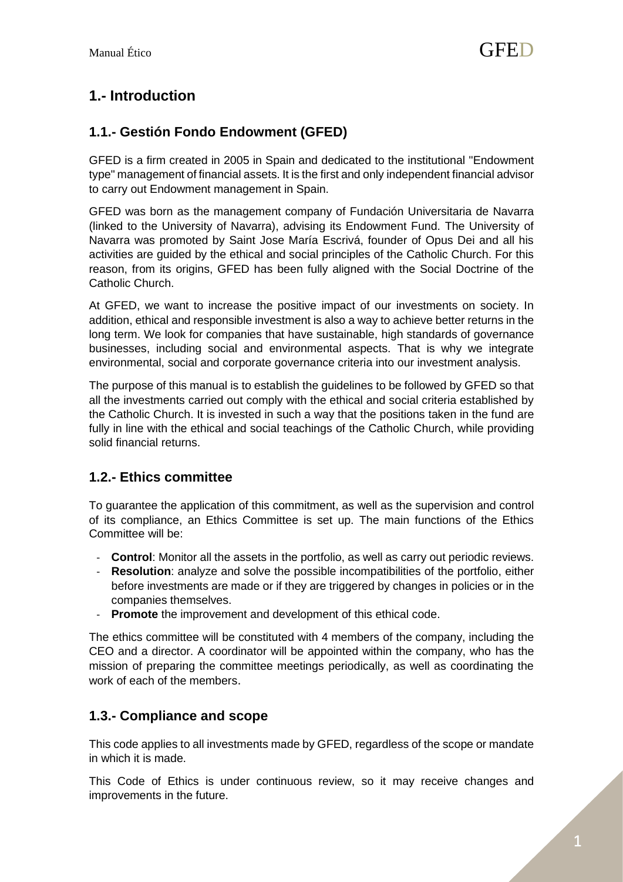# 1.- Introduction

## 1.1.- Gestión Fondo Endowment (GFED)

GFED is a firm created in 2005 in Spain and dedicated to the institutional "Endowment type" management of financial assets. It is the first and only independent financial advisor to carry out Endowment management in Spain.

GFED was born as the management company of Fundación Universitaria de Navarra (linked to the University of Navarra), advising its Endowment Fund. The University of Navarra was promoted by Saint Jose María Escrivá, founder of Opus Dei and all his activities are guided by the ethical and social principles of the Catholic Church. For this reason, from its origins, GFED has been fully aligned with the Social Doctrine of the Catholic Church.

At GFED, we want to increase the positive impact of our investments on society. In addition, ethical and responsible investment is also a way to achieve better returns in the long term. We look for companies that have sustainable, high standards of governance businesses, including social and environmental aspects. That is why we integrate environmental, social and corporate governance criteria into our investment analysis.

The purpose of this manual is to establish the guidelines to be followed by GFED so that all the investments carried out comply with the ethical and social criteria established by the Catholic Church. It is invested in such a way that the positions taken in the fund are fully in line with the ethical and social teachings of the Catholic Church, while providing solid financial returns.

## 1.2.- Ethics committee

To guarantee the application of this commitment, as well as the supervision and control of its compliance, an Ethics Committee is set up. The main functions of the Ethics Committee will be:

- **Control**: Monitor all the assets in the portfolio, as well as carry out periodic reviews.
- **Resolution**: analyze and solve the possible incompatibilities of the portfolio, either before investments are made or if they are triggered by changes in policies or in the companies themselves.
- **Promote** the improvement and development of this ethical code.

The ethics committee will be constituted with 4 members of the company, including the CEO and a director. A coordinator will be appointed within the company, who has the mission of preparing the committee meetings periodically, as well as coordinating the work of each of the members.

## 1.3.- Compliance and scope

This code applies to all investments made by GFED, regardless of the scope or mandate in which it is made.

This Code of Ethics is under continuous review, so it may receive changes and improvements in the future.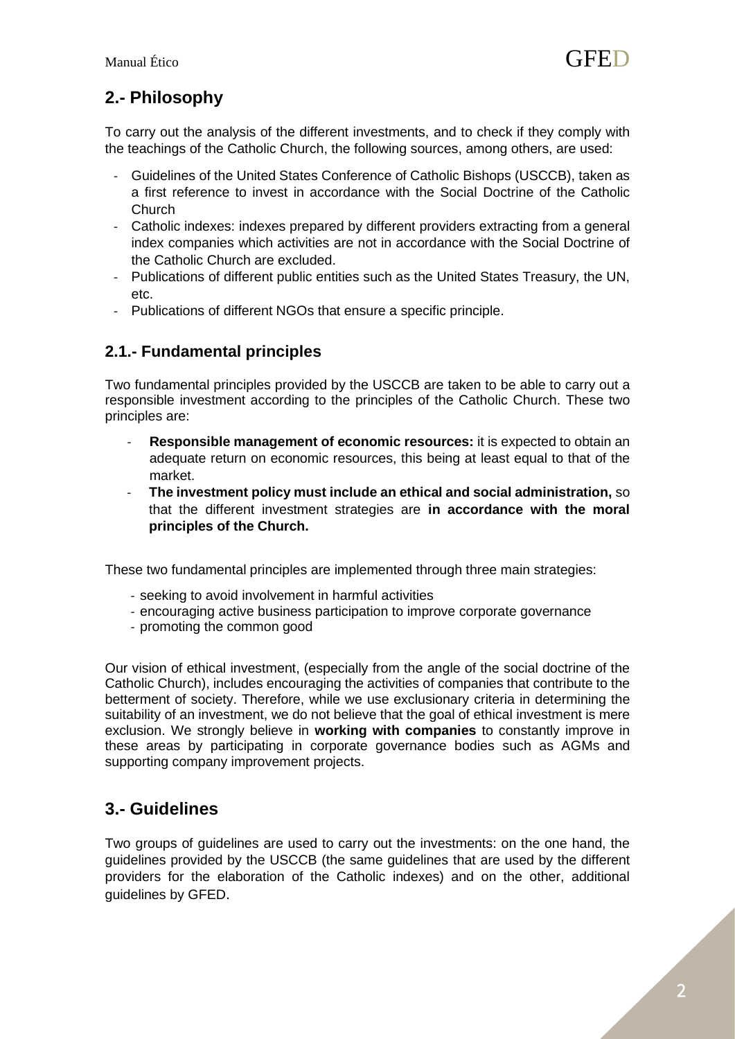## 2.- Philosophy

To carry out the analysis of the different investments, and to check if they comply with the teachings of the Catholic Church, the following sources, among others, are used:

- Guidelines of the United States Conference of Catholic Bishops (USCCB), taken as a first reference to invest in accordance with the Social Doctrine of the Catholic Church
- Catholic indexes: indexes prepared by different providers extracting from a general index companies which activities are not in accordance with the Social Doctrine of the Catholic Church are excluded.
- Publications of different public entities such as the United States Treasury, the UN, etc.
- Publications of different NGOs that ensure a specific principle.

### 2.1.- Fundamental principles

Two fundamental principles provided by the USCCB are taken to be able to carry out a responsible investment according to the principles of the Catholic Church. These two principles are:

- **Responsible management of economic resources:** it is expected to obtain an adequate return on economic resources, this being at least equal to that of the market.
- **The investment policy must include an ethical and social administration,** so that the different investment strategies are **in accordance with the moral principles of the Church.**

These two fundamental principles are implemented through three main strategies:

- seeking to avoid involvement in harmful activities
- encouraging active business participation to improve corporate governance
- promoting the common good

Our vision of ethical investment, (especially from the angle of the social doctrine of the Catholic Church), includes encouraging the activities of companies that contribute to the betterment of society. Therefore, while we use exclusionary criteria in determining the suitability of an investment, we do not believe that the goal of ethical investment is mere exclusion. We strongly believe in **working with companies** to constantly improve in these areas by participating in corporate governance bodies such as AGMs and supporting company improvement projects.

## 3.- Guidelines

Two groups of guidelines are used to carry out the investments: on the one hand, the guidelines provided by the USCCB (the same guidelines that are used by the different providers for the elaboration of the Catholic indexes) and on the other, additional guidelines by GFED.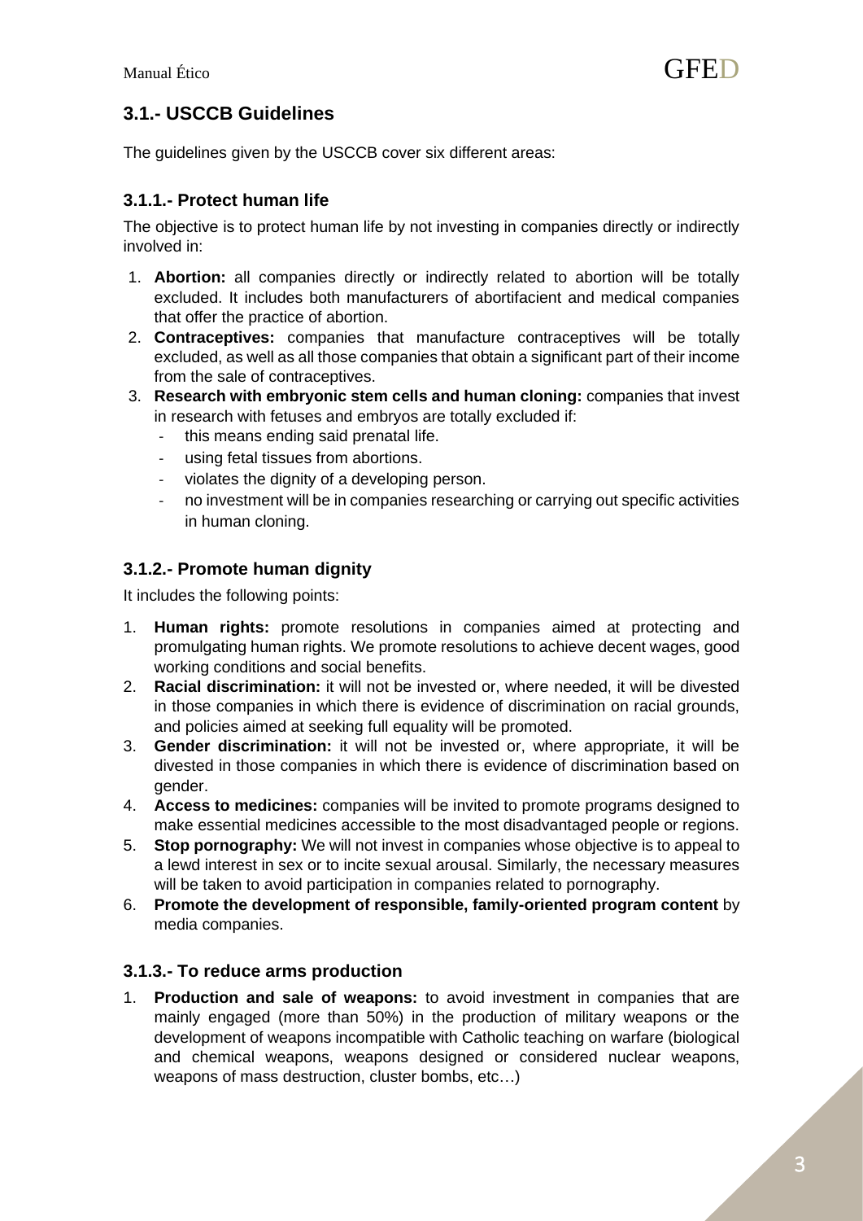## 3.1.- USCCB Guidelines

The guidelines given by the USCCB cover six different areas:

### 3.1.1.- Protect human life

The objective is to protect human life by not investing in companies directly or indirectly involved in:

1. **Abortion:** all companies directly or indirectly related to abortion will be totally excluded. It includes both manufacturers of abortifacient and medical companies that offer the practice of abortion.
2. **Contraceptives:** companies that manufacture contraceptives will be totally excluded, as well as all those companies that obtain a significant part of their income from the sale of contraceptives.
3. **Research with embryonic stem cells and human cloning:** companies that invest in research with fetuses and embryos are totally excluded if:
   - this means ending said prenatal life.
   - using fetal tissues from abortions.
   - violates the dignity of a developing person.
   - no investment will be in companies researching or carrying out specific activities in human cloning.

### 3.1.2.- Promote human dignity

It includes the following points:

1. **Human rights:** promote resolutions in companies aimed at protecting and promulgating human rights. We promote resolutions to achieve decent wages, good working conditions and social benefits.
2. **Racial discrimination:** it will not be invested or, where needed, it will be divested in those companies in which there is evidence of discrimination on racial grounds, and policies aimed at seeking full equality will be promoted.
3. **Gender discrimination:** it will not be invested or, where appropriate, it will be divested in those companies in which there is evidence of discrimination based on gender.
4. **Access to medicines:** companies will be invited to promote programs designed to make essential medicines accessible to the most disadvantaged people or regions.
5. **Stop pornography:** We will not invest in companies whose objective is to appeal to a lewd interest in sex or to incite sexual arousal. Similarly, the necessary measures will be taken to avoid participation in companies related to pornography.
6. **Promote the development of responsible, family-oriented program content** by media companies.

### 3.1.3.- To reduce arms production

1. **Production and sale of weapons:** to avoid investment in companies that are mainly engaged (more than 50%) in the production of military weapons or the development of weapons incompatible with Catholic teaching on warfare (biological and chemical weapons, weapons designed or considered nuclear weapons, weapons of mass destruction, cluster bombs, etc…)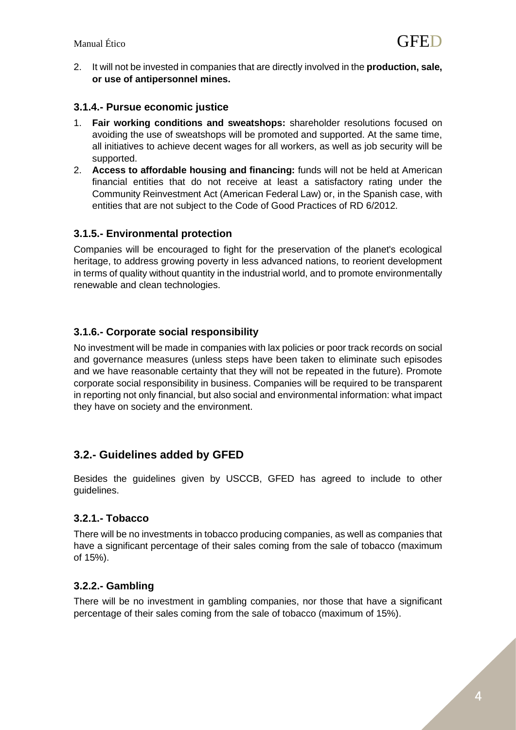2. It will not be invested in companies that are directly involved in the **production, sale, or use of antipersonnel mines.**

### 3.1.4.- Pursue economic justice

1. **Fair working conditions and sweatshops:** shareholder resolutions focused on avoiding the use of sweatshops will be promoted and supported. At the same time, all initiatives to achieve decent wages for all workers, as well as job security will be supported.
2. **Access to affordable housing and financing:** funds will not be held at American financial entities that do not receive at least a satisfactory rating under the Community Reinvestment Act (American Federal Law) or, in the Spanish case, with entities that are not subject to the Code of Good Practices of RD 6/2012.

### 3.1.5.- Environmental protection

Companies will be encouraged to fight for the preservation of the planet's ecological heritage, to address growing poverty in less advanced nations, to reorient development in terms of quality without quantity in the industrial world, and to promote environmentally renewable and clean technologies.

### 3.1.6.- Corporate social responsibility

No investment will be made in companies with lax policies or poor track records on social and governance measures (unless steps have been taken to eliminate such episodes and we have reasonable certainty that they will not be repeated in the future). Promote corporate social responsibility in business. Companies will be required to be transparent in reporting not only financial, but also social and environmental information: what impact they have on society and the environment.

## 3.2.- Guidelines added by GFED

Besides the guidelines given by USCCB, GFED has agreed to include to other guidelines.

### 3.2.1.- Tobacco

There will be no investments in tobacco producing companies, as well as companies that have a significant percentage of their sales coming from the sale of tobacco (maximum of 15%).

### 3.2.2.- Gambling

There will be no investment in gambling companies, nor those that have a significant percentage of their sales coming from the sale of tobacco (maximum of 15%).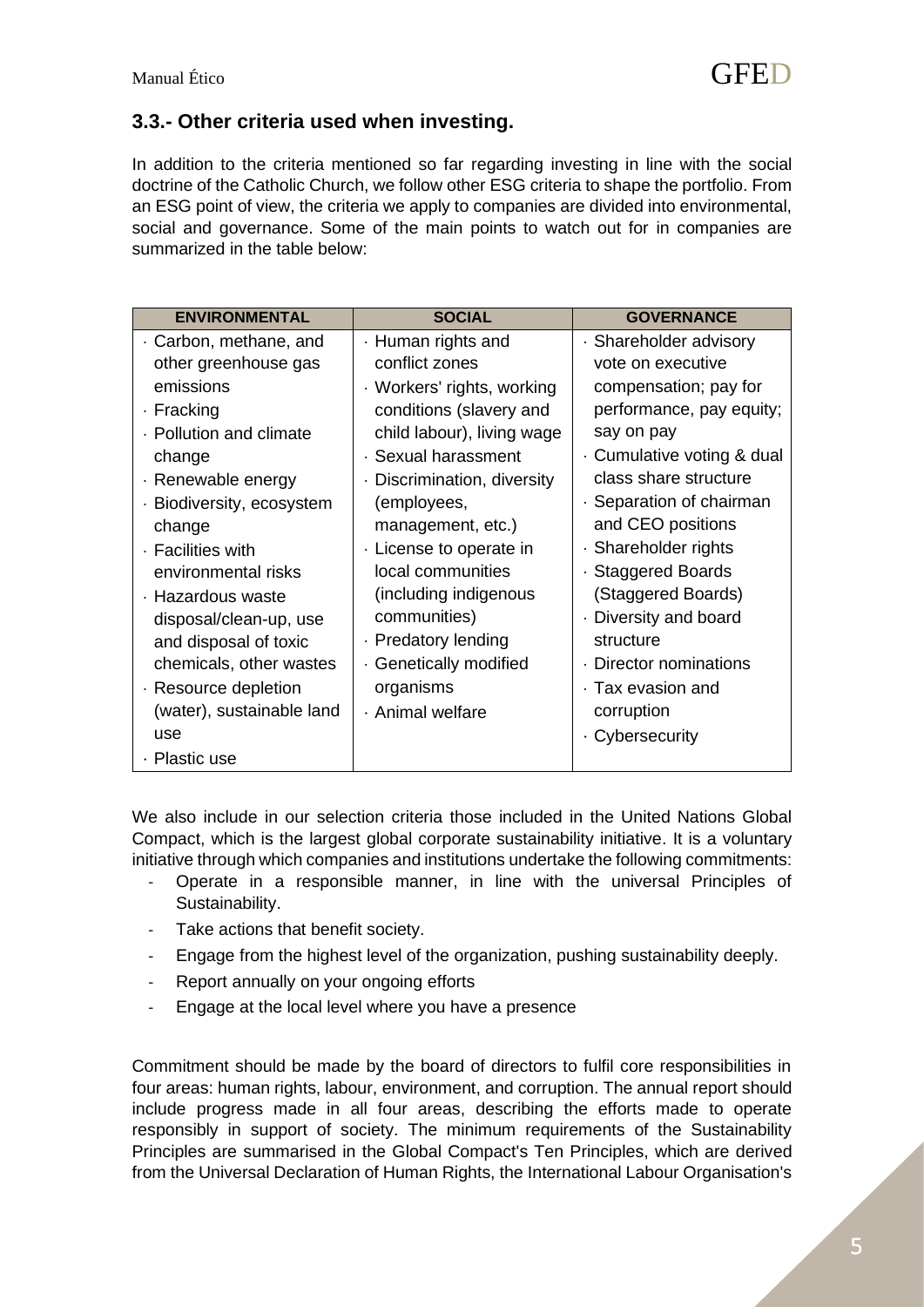### 3.3.- Other criteria used when investing.

In addition to the criteria mentioned so far regarding investing in line with the social doctrine of the Catholic Church, we follow other ESG criteria to shape the portfolio. From an ESG point of view, the criteria we apply to companies are divided into environmental, social and governance. Some of the main points to watch out for in companies are summarized in the table below:

| ENVIRONMENTAL | SOCIAL | GOVERNANCE |
| --- | --- | --- |
| · Carbon, methane, and other greenhouse gas emissions<br>· Fracking<br>· Pollution and climate change<br>· Renewable energy<br>· Biodiversity, ecosystem change<br>· Facilities with environmental risks<br>· Hazardous waste disposal/clean-up, use and disposal of toxic chemicals, other wastes<br>· Resource depletion (water), sustainable land use<br>· Plastic use | · Human rights and conflict zones<br>· Workers' rights, working conditions (slavery and child labour), living wage<br>· Sexual harassment<br>· Discrimination, diversity (employees, management, etc.)<br>· License to operate in local communities (including indigenous communities)<br>· Predatory lending<br>· Genetically modified organisms<br>· Animal welfare | · Shareholder advisory vote on executive compensation; pay for performance, pay equity; say on pay<br>· Cumulative voting & dual class share structure<br>· Separation of chairman and CEO positions<br>· Shareholder rights<br>· Staggered Boards (Staggered Boards)<br>· Diversity and board structure<br>· Director nominations<br>· Tax evasion and corruption<br>· Cybersecurity |

We also include in our selection criteria those included in the United Nations Global Compact, which is the largest global corporate sustainability initiative. It is a voluntary initiative through which companies and institutions undertake the following commitments:

- Operate in a responsible manner, in line with the universal Principles of Sustainability.
- Take actions that benefit society.
- Engage from the highest level of the organization, pushing sustainability deeply.
- Report annually on your ongoing efforts
- Engage at the local level where you have a presence

Commitment should be made by the board of directors to fulfil core responsibilities in four areas: human rights, labour, environment, and corruption. The annual report should include progress made in all four areas, describing the efforts made to operate responsibly in support of society. The minimum requirements of the Sustainability Principles are summarised in the Global Compact's Ten Principles, which are derived from the Universal Declaration of Human Rights, the International Labour Organisation's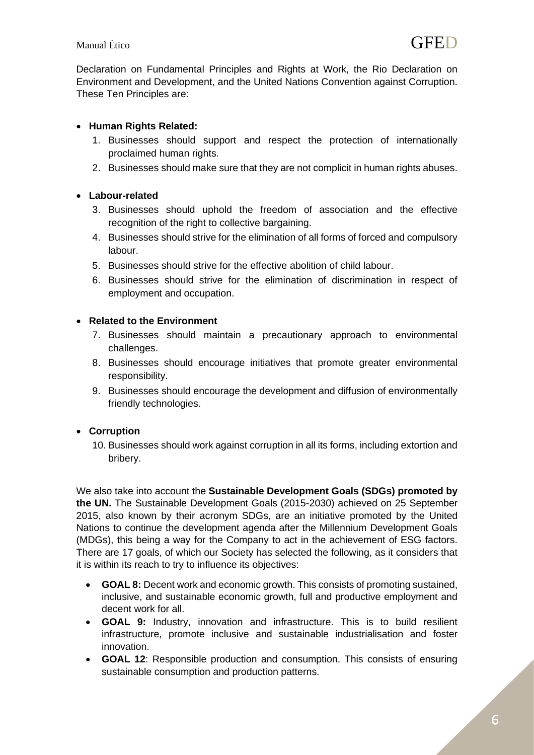Declaration on Fundamental Principles and Rights at Work, the Rio Declaration on Environment and Development, and the United Nations Convention against Corruption. These Ten Principles are:

- **Human Rights Related:**
  1. Businesses should support and respect the protection of internationally proclaimed human rights.
  2. Businesses should make sure that they are not complicit in human rights abuses.

- **Labour-related**
  3. Businesses should uphold the freedom of association and the effective recognition of the right to collective bargaining.
  4. Businesses should strive for the elimination of all forms of forced and compulsory labour.
  5. Businesses should strive for the effective abolition of child labour.
  6. Businesses should strive for the elimination of discrimination in respect of employment and occupation.

- **Related to the Environment**
  7. Businesses should maintain a precautionary approach to environmental challenges.
  8. Businesses should encourage initiatives that promote greater environmental responsibility.
  9. Businesses should encourage the development and diffusion of environmentally friendly technologies.

- **Corruption**
  10. Businesses should work against corruption in all its forms, including extortion and bribery.

We also take into account the **Sustainable Development Goals (SDGs) promoted by the UN.** The Sustainable Development Goals (2015-2030) achieved on 25 September 2015, also known by their acronym SDGs, are an initiative promoted by the United Nations to continue the development agenda after the Millennium Development Goals (MDGs), this being a way for the Company to act in the achievement of ESG factors. There are 17 goals, of which our Society has selected the following, as it considers that it is within its reach to try to influence its objectives:

- **GOAL 8:** Decent work and economic growth. This consists of promoting sustained, inclusive, and sustainable economic growth, full and productive employment and decent work for all.
- **GOAL 9:** Industry, innovation and infrastructure. This is to build resilient infrastructure, promote inclusive and sustainable industrialisation and foster innovation.
- **GOAL 12**: Responsible production and consumption. This consists of ensuring sustainable consumption and production patterns.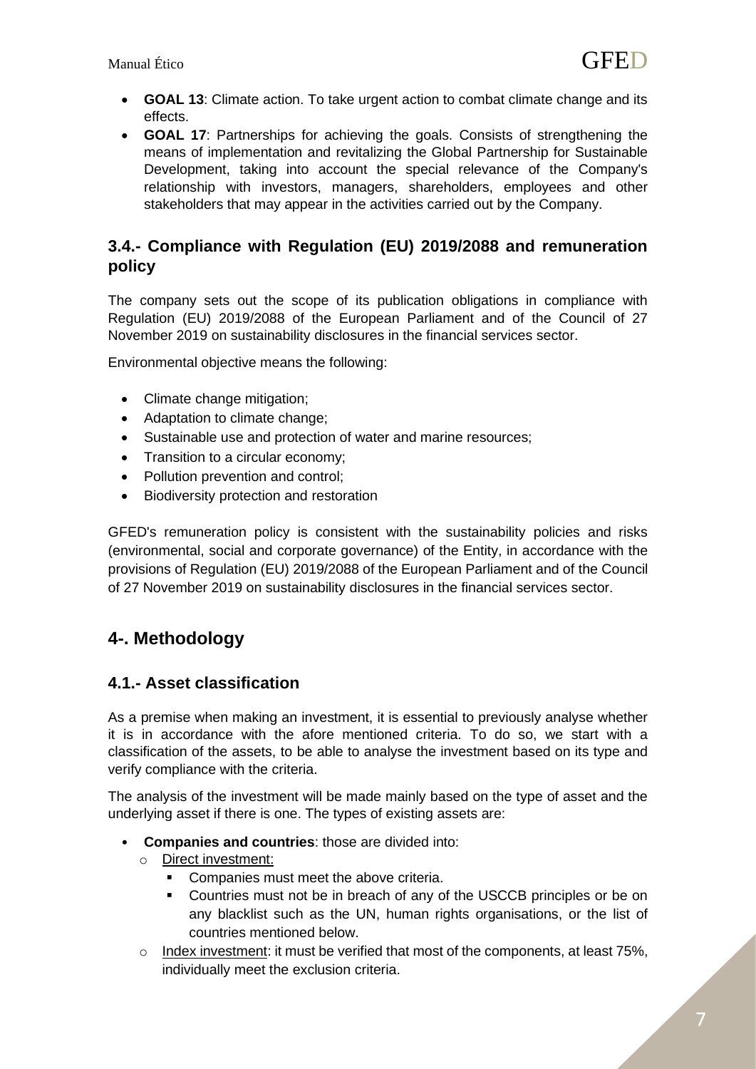- **GOAL 13**: Climate action. To take urgent action to combat climate change and its effects.
- **GOAL 17**: Partnerships for achieving the goals. Consists of strengthening the means of implementation and revitalizing the Global Partnership for Sustainable Development, taking into account the special relevance of the Company's relationship with investors, managers, shareholders, employees and other stakeholders that may appear in the activities carried out by the Company.

## 3.4.- Compliance with Regulation (EU) 2019/2088 and remuneration policy

The company sets out the scope of its publication obligations in compliance with Regulation (EU) 2019/2088 of the European Parliament and of the Council of 27 November 2019 on sustainability disclosures in the financial services sector.

Environmental objective means the following:

- Climate change mitigation;
- Adaptation to climate change;
- Sustainable use and protection of water and marine resources;
- Transition to a circular economy;
- Pollution prevention and control;
- Biodiversity protection and restoration

GFED's remuneration policy is consistent with the sustainability policies and risks (environmental, social and corporate governance) of the Entity, in accordance with the provisions of Regulation (EU) 2019/2088 of the European Parliament and of the Council of 27 November 2019 on sustainability disclosures in the financial services sector.

# 4-. Methodology

## 4.1.- Asset classification

As a premise when making an investment, it is essential to previously analyse whether it is in accordance with the afore mentioned criteria. To do so, we start with a classification of the assets, to be able to analyse the investment based on its type and verify compliance with the criteria.

The analysis of the investment will be made mainly based on the type of asset and the underlying asset if there is one. The types of existing assets are:

- **Companies and countries**: those are divided into:
  - Direct investment:
    - Companies must meet the above criteria.
    - Countries must not be in breach of any of the USCCB principles or be on any blacklist such as the UN, human rights organisations, or the list of countries mentioned below.
  - Index investment: it must be verified that most of the components, at least 75%, individually meet the exclusion criteria.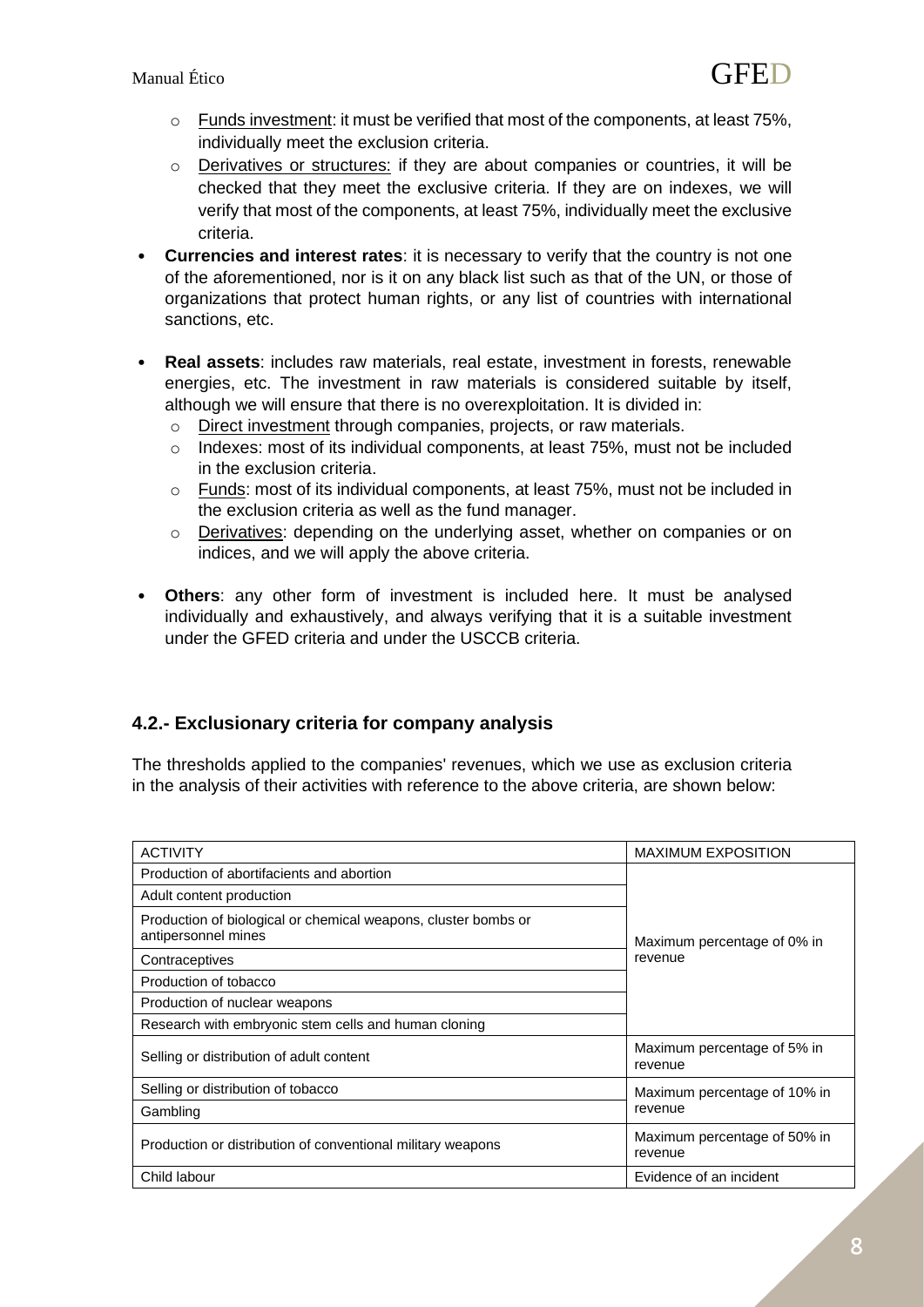- Funds investment: it must be verified that most of the components, at least 75%, individually meet the exclusion criteria.
  - Derivatives or structures: if they are about companies or countries, it will be checked that they meet the exclusive criteria. If they are on indexes, we will verify that most of the components, at least 75%, individually meet the exclusive criteria.
- **Currencies and interest rates**: it is necessary to verify that the country is not one of the aforementioned, nor is it on any black list such as that of the UN, or those of organizations that protect human rights, or any list of countries with international sanctions, etc.
- **Real assets**: includes raw materials, real estate, investment in forests, renewable energies, etc. The investment in raw materials is considered suitable by itself, although we will ensure that there is no overexploitation. It is divided in:
  - Direct investment through companies, projects, or raw materials.
  - Indexes: most of its individual components, at least 75%, must not be included in the exclusion criteria.
  - Funds: most of its individual components, at least 75%, must not be included in the exclusion criteria as well as the fund manager.
  - Derivatives: depending on the underlying asset, whether on companies or on indices, and we will apply the above criteria.
- **Others**: any other form of investment is included here. It must be analysed individually and exhaustively, and always verifying that it is a suitable investment under the GFED criteria and under the USCCB criteria.

## 4.2.- Exclusionary criteria for company analysis

The thresholds applied to the companies' revenues, which we use as exclusion criteria in the analysis of their activities with reference to the above criteria, are shown below:

| ACTIVITY | MAXIMUM EXPOSITION |
|---|---|
| Production of abortifacients and abortion | Maximum percentage of 0% in revenue |
| Adult content production | |
| Production of biological or chemical weapons, cluster bombs or antipersonnel mines | |
| Contraceptives | |
| Production of tobacco | |
| Production of nuclear weapons | |
| Research with embryonic stem cells and human cloning | |
| Selling or distribution of adult content | Maximum percentage of 5% in revenue |
| Selling or distribution of tobacco | Maximum percentage of 10% in revenue |
| Gambling | |
| Production or distribution of conventional military weapons | Maximum percentage of 50% in revenue |
| Child labour | Evidence of an incident |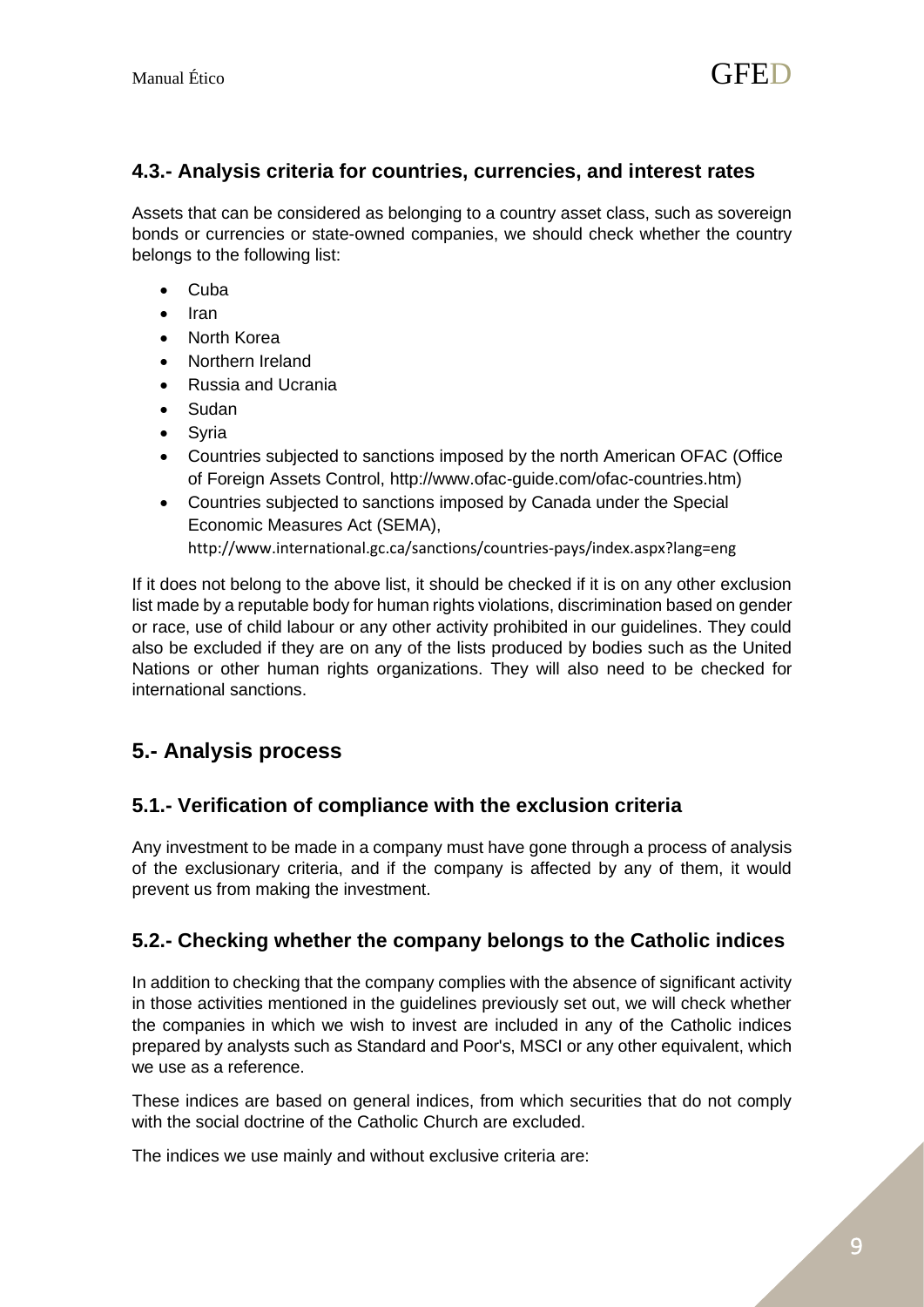### 4.3.- Analysis criteria for countries, currencies, and interest rates

Assets that can be considered as belonging to a country asset class, such as sovereign bonds or currencies or state-owned companies, we should check whether the country belongs to the following list:

- Cuba
- Iran
- North Korea
- Northern Ireland
- Russia and Ucrania
- Sudan
- Syria
- Countries subjected to sanctions imposed by the north American OFAC (Office of Foreign Assets Control, http://www.ofac-guide.com/ofac-countries.htm)
- Countries subjected to sanctions imposed by Canada under the Special Economic Measures Act (SEMA), http://www.international.gc.ca/sanctions/countries-pays/index.aspx?lang=eng

If it does not belong to the above list, it should be checked if it is on any other exclusion list made by a reputable body for human rights violations, discrimination based on gender or race, use of child labour or any other activity prohibited in our guidelines. They could also be excluded if they are on any of the lists produced by bodies such as the United Nations or other human rights organizations. They will also need to be checked for international sanctions.

## 5.- Analysis process

### 5.1.- Verification of compliance with the exclusion criteria

Any investment to be made in a company must have gone through a process of analysis of the exclusionary criteria, and if the company is affected by any of them, it would prevent us from making the investment.

### 5.2.- Checking whether the company belongs to the Catholic indices

In addition to checking that the company complies with the absence of significant activity in those activities mentioned in the guidelines previously set out, we will check whether the companies in which we wish to invest are included in any of the Catholic indices prepared by analysts such as Standard and Poor's, MSCI or any other equivalent, which we use as a reference.

These indices are based on general indices, from which securities that do not comply with the social doctrine of the Catholic Church are excluded.

The indices we use mainly and without exclusive criteria are: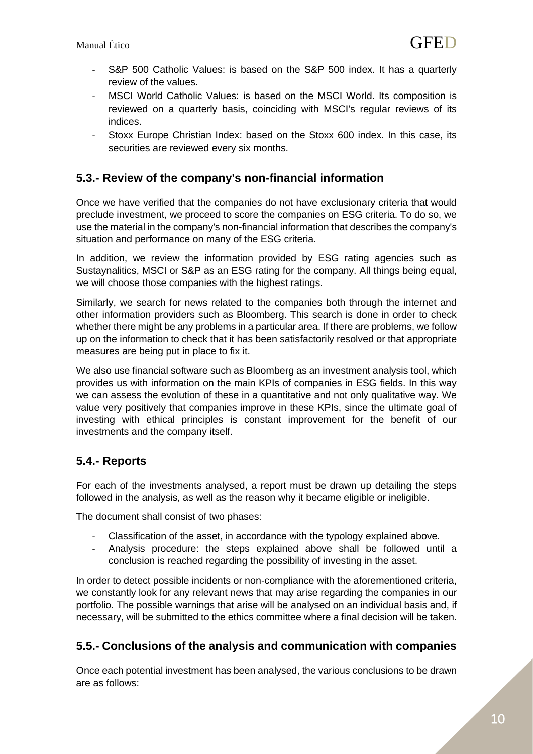- S&P 500 Catholic Values: is based on the S&P 500 index. It has a quarterly review of the values.
- MSCI World Catholic Values: is based on the MSCI World. Its composition is reviewed on a quarterly basis, coinciding with MSCI's regular reviews of its indices.
- Stoxx Europe Christian Index: based on the Stoxx 600 index. In this case, its securities are reviewed every six months.

## 5.3.- Review of the company's non-financial information

Once we have verified that the companies do not have exclusionary criteria that would preclude investment, we proceed to score the companies on ESG criteria. To do so, we use the material in the company's non-financial information that describes the company's situation and performance on many of the ESG criteria.

In addition, we review the information provided by ESG rating agencies such as Sustaynalitics, MSCI or S&P as an ESG rating for the company. All things being equal, we will choose those companies with the highest ratings.

Similarly, we search for news related to the companies both through the internet and other information providers such as Bloomberg. This search is done in order to check whether there might be any problems in a particular area. If there are problems, we follow up on the information to check that it has been satisfactorily resolved or that appropriate measures are being put in place to fix it.

We also use financial software such as Bloomberg as an investment analysis tool, which provides us with information on the main KPIs of companies in ESG fields. In this way we can assess the evolution of these in a quantitative and not only qualitative way. We value very positively that companies improve in these KPIs, since the ultimate goal of investing with ethical principles is constant improvement for the benefit of our investments and the company itself.

## 5.4.- Reports

For each of the investments analysed, a report must be drawn up detailing the steps followed in the analysis, as well as the reason why it became eligible or ineligible.

The document shall consist of two phases:

- Classification of the asset, in accordance with the typology explained above.
- Analysis procedure: the steps explained above shall be followed until a conclusion is reached regarding the possibility of investing in the asset.

In order to detect possible incidents or non-compliance with the aforementioned criteria, we constantly look for any relevant news that may arise regarding the companies in our portfolio. The possible warnings that arise will be analysed on an individual basis and, if necessary, will be submitted to the ethics committee where a final decision will be taken.

## 5.5.- Conclusions of the analysis and communication with companies

Once each potential investment has been analysed, the various conclusions to be drawn are as follows: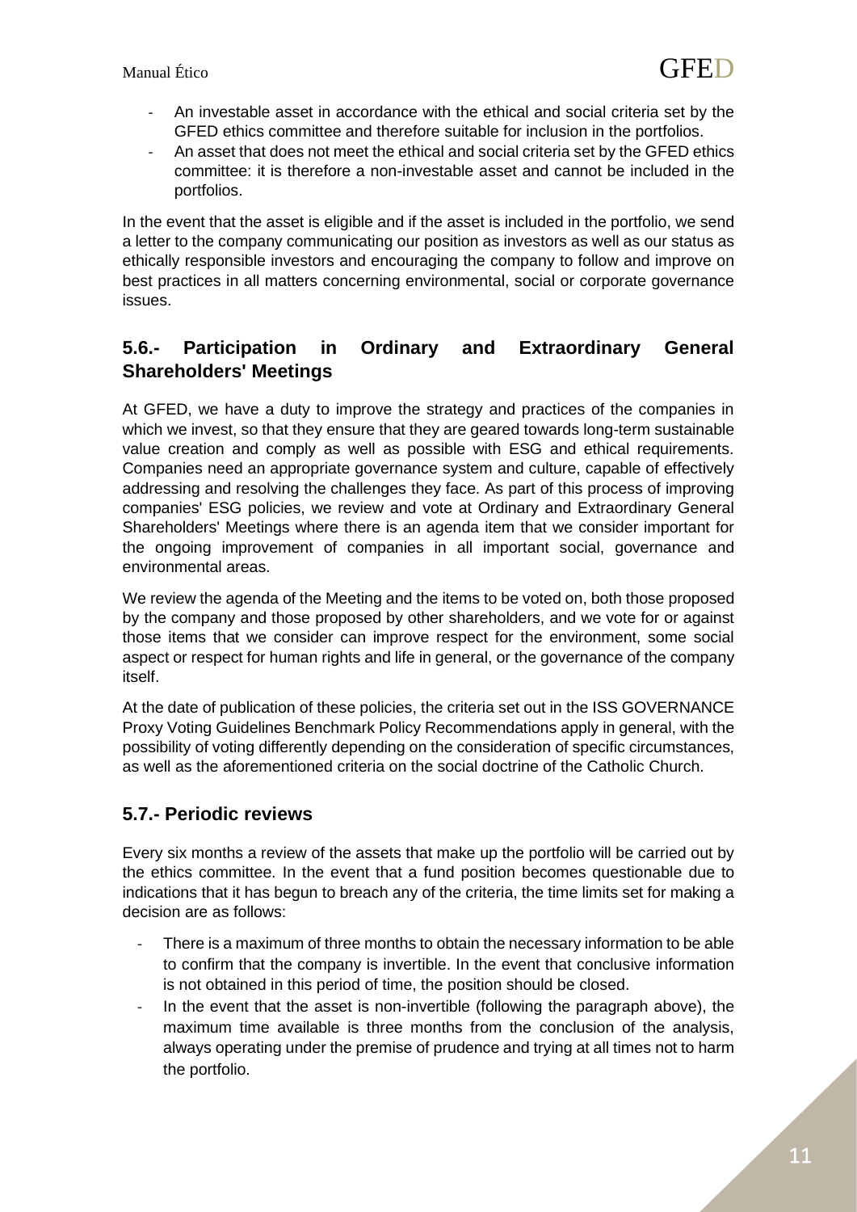- An investable asset in accordance with the ethical and social criteria set by the GFED ethics committee and therefore suitable for inclusion in the portfolios.
- An asset that does not meet the ethical and social criteria set by the GFED ethics committee: it is therefore a non-investable asset and cannot be included in the portfolios.

In the event that the asset is eligible and if the asset is included in the portfolio, we send a letter to the company communicating our position as investors as well as our status as ethically responsible investors and encouraging the company to follow and improve on best practices in all matters concerning environmental, social or corporate governance issues.

## 5.6.- Participation in Ordinary and Extraordinary General Shareholders' Meetings

At GFED, we have a duty to improve the strategy and practices of the companies in which we invest, so that they ensure that they are geared towards long-term sustainable value creation and comply as well as possible with ESG and ethical requirements. Companies need an appropriate governance system and culture, capable of effectively addressing and resolving the challenges they face. As part of this process of improving companies' ESG policies, we review and vote at Ordinary and Extraordinary General Shareholders' Meetings where there is an agenda item that we consider important for the ongoing improvement of companies in all important social, governance and environmental areas.

We review the agenda of the Meeting and the items to be voted on, both those proposed by the company and those proposed by other shareholders, and we vote for or against those items that we consider can improve respect for the environment, some social aspect or respect for human rights and life in general, or the governance of the company itself.

At the date of publication of these policies, the criteria set out in the ISS GOVERNANCE Proxy Voting Guidelines Benchmark Policy Recommendations apply in general, with the possibility of voting differently depending on the consideration of specific circumstances, as well as the aforementioned criteria on the social doctrine of the Catholic Church.

## 5.7.- Periodic reviews

Every six months a review of the assets that make up the portfolio will be carried out by the ethics committee. In the event that a fund position becomes questionable due to indications that it has begun to breach any of the criteria, the time limits set for making a decision are as follows:

- There is a maximum of three months to obtain the necessary information to be able to confirm that the company is invertible. In the event that conclusive information is not obtained in this period of time, the position should be closed.
- In the event that the asset is non-invertible (following the paragraph above), the maximum time available is three months from the conclusion of the analysis, always operating under the premise of prudence and trying at all times not to harm the portfolio.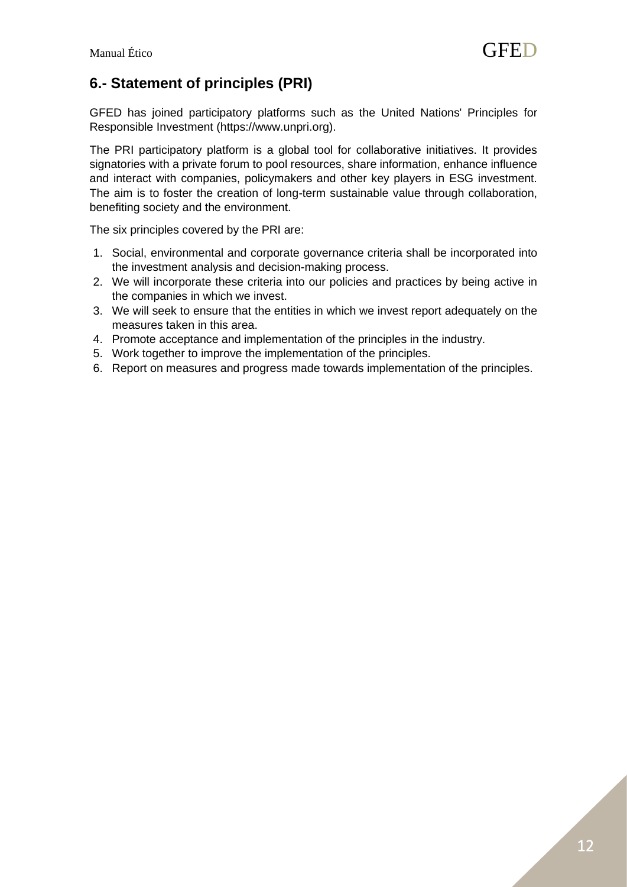## 6.- Statement of principles (PRI)

GFED has joined participatory platforms such as the United Nations' Principles for Responsible Investment (https://www.unpri.org).

The PRI participatory platform is a global tool for collaborative initiatives. It provides signatories with a private forum to pool resources, share information, enhance influence and interact with companies, policymakers and other key players in ESG investment. The aim is to foster the creation of long-term sustainable value through collaboration, benefiting society and the environment.

The six principles covered by the PRI are:

1. Social, environmental and corporate governance criteria shall be incorporated into the investment analysis and decision-making process.
2. We will incorporate these criteria into our policies and practices by being active in the companies in which we invest.
3. We will seek to ensure that the entities in which we invest report adequately on the measures taken in this area.
4. Promote acceptance and implementation of the principles in the industry.
5. Work together to improve the implementation of the principles.
6. Report on measures and progress made towards implementation of the principles.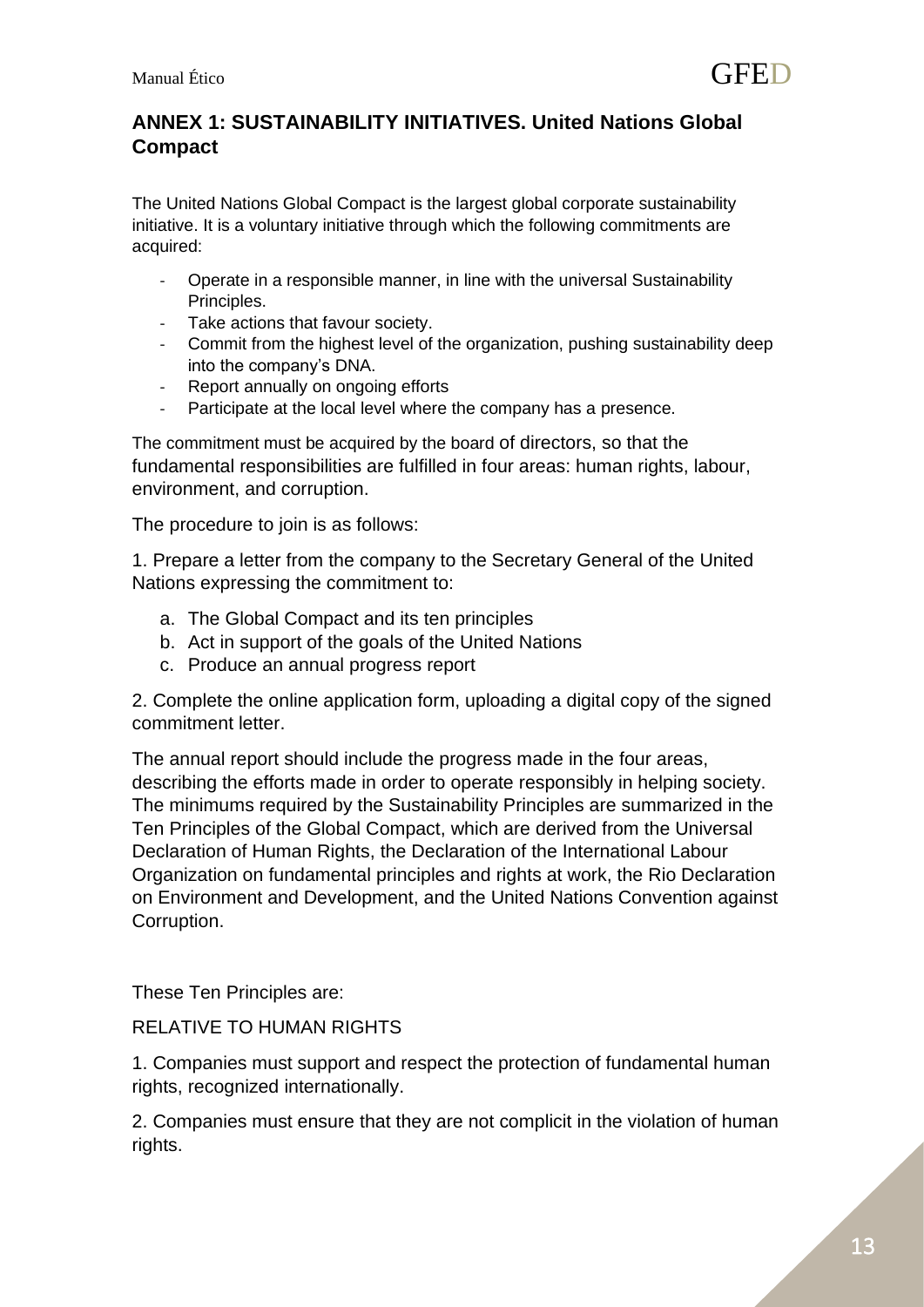## ANNEX 1: SUSTAINABILITY INITIATIVES. United Nations Global Compact

The United Nations Global Compact is the largest global corporate sustainability initiative. It is a voluntary initiative through which the following commitments are acquired:

- Operate in a responsible manner, in line with the universal Sustainability Principles.
- Take actions that favour society.
- Commit from the highest level of the organization, pushing sustainability deep into the company's DNA.
- Report annually on ongoing efforts
- Participate at the local level where the company has a presence.

The commitment must be acquired by the board of directors, so that the fundamental responsibilities are fulfilled in four areas: human rights, labour, environment, and corruption.

The procedure to join is as follows:

1. Prepare a letter from the company to the Secretary General of the United Nations expressing the commitment to:

   a. The Global Compact and its ten principles
   b. Act in support of the goals of the United Nations
   c. Produce an annual progress report

2. Complete the online application form, uploading a digital copy of the signed commitment letter.

The annual report should include the progress made in the four areas, describing the efforts made in order to operate responsibly in helping society. The minimums required by the Sustainability Principles are summarized in the Ten Principles of the Global Compact, which are derived from the Universal Declaration of Human Rights, the Declaration of the International Labour Organization on fundamental principles and rights at work, the Rio Declaration on Environment and Development, and the United Nations Convention against Corruption.

These Ten Principles are:

RELATIVE TO HUMAN RIGHTS

1. Companies must support and respect the protection of fundamental human rights, recognized internationally.

2. Companies must ensure that they are not complicit in the violation of human rights.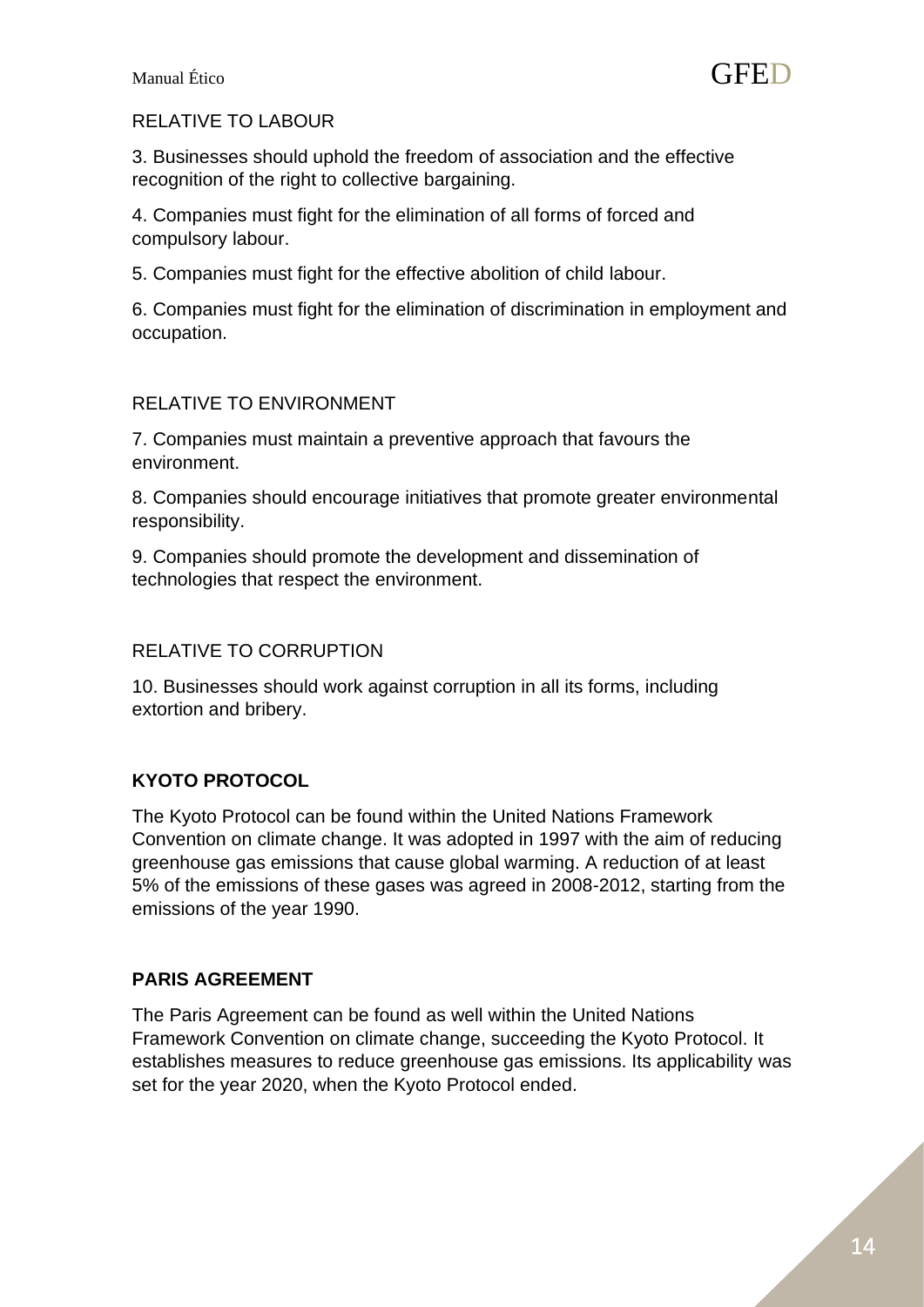RELATIVE TO LABOUR

3. Businesses should uphold the freedom of association and the effective recognition of the right to collective bargaining.

4. Companies must fight for the elimination of all forms of forced and compulsory labour.

5. Companies must fight for the effective abolition of child labour.

6. Companies must fight for the elimination of discrimination in employment and occupation.

RELATIVE TO ENVIRONMENT

7. Companies must maintain a preventive approach that favours the environment.

8. Companies should encourage initiatives that promote greater environmental responsibility.

9. Companies should promote the development and dissemination of technologies that respect the environment.

RELATIVE TO CORRUPTION

10. Businesses should work against corruption in all its forms, including extortion and bribery.

**KYOTO PROTOCOL**

The Kyoto Protocol can be found within the United Nations Framework Convention on climate change. It was adopted in 1997 with the aim of reducing greenhouse gas emissions that cause global warming. A reduction of at least 5% of the emissions of these gases was agreed in 2008-2012, starting from the emissions of the year 1990.

**PARIS AGREEMENT**

The Paris Agreement can be found as well within the United Nations Framework Convention on climate change, succeeding the Kyoto Protocol. It establishes measures to reduce greenhouse gas emissions. Its applicability was set for the year 2020, when the Kyoto Protocol ended.